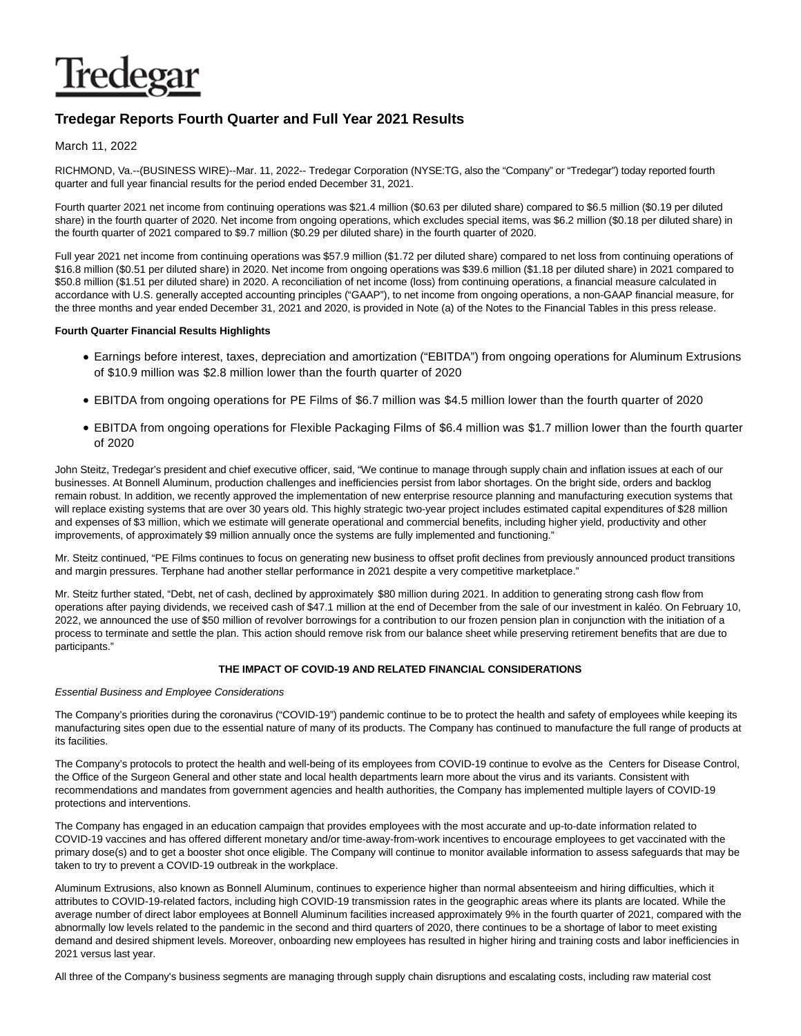# Tredegar

## Tredegar Reports Fourth Quarter and Full Year 2021 Results

March 11, 2022

RICHMOND, Va.--(BUSINESS WIRE)--Mar. 11, 2022-- Tredegar Corporation (NYSE:TG, also the "Company" or "Tredegar") today reported fourth quarter and full year financial results for the period ended December 31, 2021.

Fourth quarter 2021 net income from continuing operations was $21.4 million ($0.63 per diluted share) compared to $6.5 million ($0.19 per diluted share) in the fourth quarter of 2020. Net income from ongoing operations, which excludes special items, was $6.2 million ($0.18 per diluted share) in the fourth quarter of 2021 compared to $9.7 million ($0.29 per diluted share) in the fourth quarter of 2020.

Full year 2021 net income from continuing operations was $57.9 million ($1.72 per diluted share) compared to net loss from continuing operations of $16.8 million ($0.51 per diluted share) in 2020. Net income from ongoing operations was $39.6 million ($1.18 per diluted share) in 2021 compared to $50.8 million ($1.51 per diluted share) in 2020. A reconciliation of net income (loss) from continuing operations, a financial measure calculated in accordance with U.S. generally accepted accounting principles ("GAAP"), to net income from ongoing operations, a non-GAAP financial measure, for the three months and year ended December 31, 2021 and 2020, is provided in Note (a) of the Notes to the Financial Tables in this press release.

**Fourth Quarter Financial Results Highlights**

- Earnings before interest, taxes, depreciation and amortization ("EBITDA") from ongoing operations for Aluminum Extrusions of $10.9 million was $2.8 million lower than the fourth quarter of 2020
- EBITDA from ongoing operations for PE Films of $6.7 million was $4.5 million lower than the fourth quarter of 2020
- EBITDA from ongoing operations for Flexible Packaging Films of $6.4 million was $1.7 million lower than the fourth quarter of 2020

John Steitz, Tredegar's president and chief executive officer, said, "We continue to manage through supply chain and inflation issues at each of our businesses. At Bonnell Aluminum, production challenges and inefficiencies persist from labor shortages. On the bright side, orders and backlog remain robust. In addition, we recently approved the implementation of new enterprise resource planning and manufacturing execution systems that will replace existing systems that are over 30 years old. This highly strategic two-year project includes estimated capital expenditures of $28 million and expenses of $3 million, which we estimate will generate operational and commercial benefits, including higher yield, productivity and other improvements, of approximately $9 million annually once the systems are fully implemented and functioning."

Mr. Steitz continued, "PE Films continues to focus on generating new business to offset profit declines from previously announced product transitions and margin pressures. Terphane had another stellar performance in 2021 despite a very competitive marketplace."

Mr. Steitz further stated, "Debt, net of cash, declined by approximately $80 million during 2021. In addition to generating strong cash flow from operations after paying dividends, we received cash of $47.1 million at the end of December from the sale of our investment in kaléo. On February 10, 2022, we announced the use of $50 million of revolver borrowings for a contribution to our frozen pension plan in conjunction with the initiation of a process to terminate and settle the plan. This action should remove risk from our balance sheet while preserving retirement benefits that are due to participants."

### THE IMPACT OF COVID-19 AND RELATED FINANCIAL CONSIDERATIONS

*Essential Business and Employee Considerations*

The Company's priorities during the coronavirus ("COVID-19") pandemic continue to be to protect the health and safety of employees while keeping its manufacturing sites open due to the essential nature of many of its products. The Company has continued to manufacture the full range of products at its facilities.

The Company's protocols to protect the health and well-being of its employees from COVID-19 continue to evolve as the Centers for Disease Control, the Office of the Surgeon General and other state and local health departments learn more about the virus and its variants. Consistent with recommendations and mandates from government agencies and health authorities, the Company has implemented multiple layers of COVID-19 protections and interventions.

The Company has engaged in an education campaign that provides employees with the most accurate and up-to-date information related to COVID-19 vaccines and has offered different monetary and/or time-away-from-work incentives to encourage employees to get vaccinated with the primary dose(s) and to get a booster shot once eligible. The Company will continue to monitor available information to assess safeguards that may be taken to try to prevent a COVID-19 outbreak in the workplace.

Aluminum Extrusions, also known as Bonnell Aluminum, continues to experience higher than normal absenteeism and hiring difficulties, which it attributes to COVID-19-related factors, including high COVID-19 transmission rates in the geographic areas where its plants are located. While the average number of direct labor employees at Bonnell Aluminum facilities increased approximately 9% in the fourth quarter of 2021, compared with the abnormally low levels related to the pandemic in the second and third quarters of 2020, there continues to be a shortage of labor to meet existing demand and desired shipment levels. Moreover, onboarding new employees has resulted in higher hiring and training costs and labor inefficiencies in 2021 versus last year.

All three of the Company's business segments are managing through supply chain disruptions and escalating costs, including raw material cost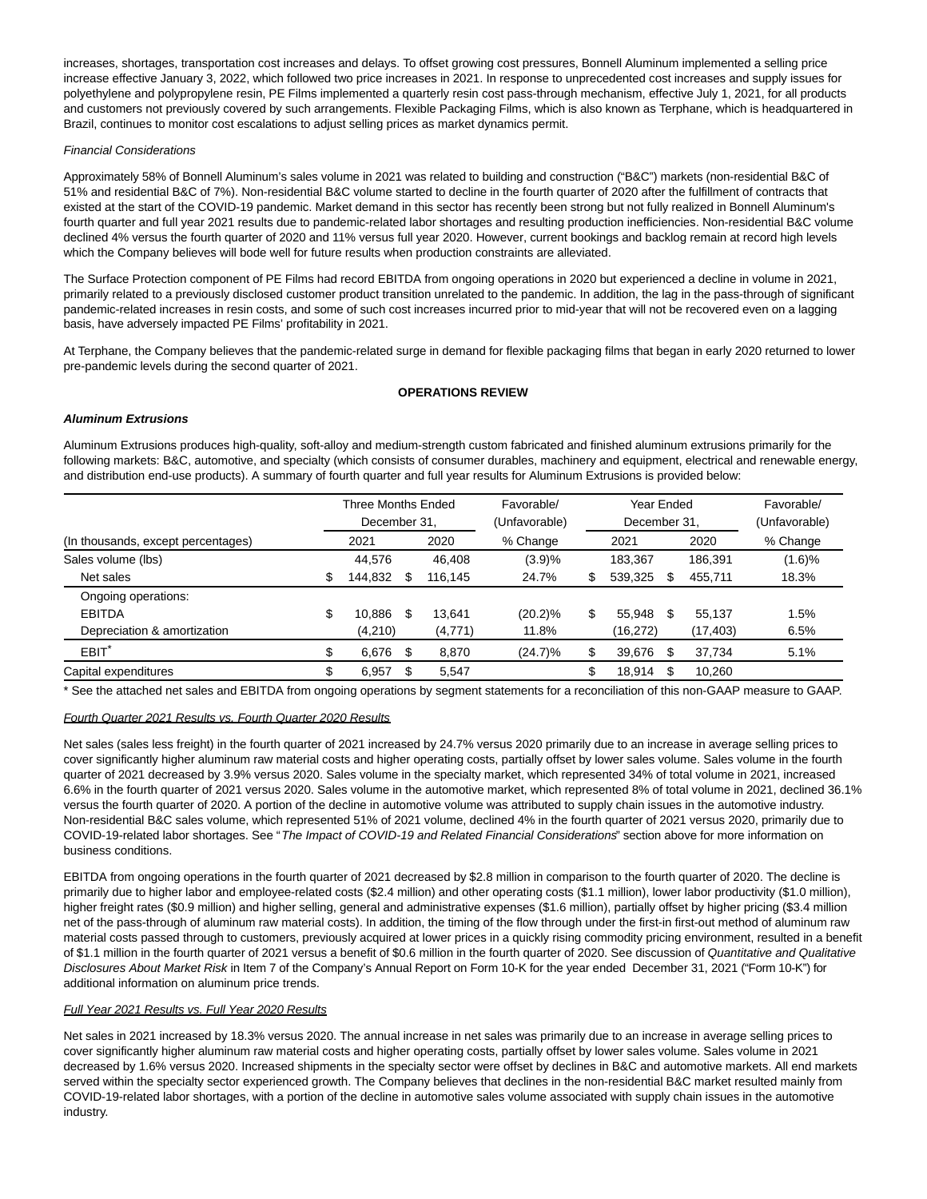increases, shortages, transportation cost increases and delays. To offset growing cost pressures, Bonnell Aluminum implemented a selling price increase effective January 3, 2022, which followed two price increases in 2021. In response to unprecedented cost increases and supply issues for polyethylene and polypropylene resin, PE Films implemented a quarterly resin cost pass-through mechanism, effective July 1, 2021, for all products and customers not previously covered by such arrangements. Flexible Packaging Films, which is also known as Terphane, which is headquartered in Brazil, continues to monitor cost escalations to adjust selling prices as market dynamics permit.

*Financial Considerations*

Approximately 58% of Bonnell Aluminum's sales volume in 2021 was related to building and construction ("B&C") markets (non-residential B&C of 51% and residential B&C of 7%). Non-residential B&C volume started to decline in the fourth quarter of 2020 after the fulfillment of contracts that existed at the start of the COVID-19 pandemic. Market demand in this sector has recently been strong but not fully realized in Bonnell Aluminum's fourth quarter and full year 2021 results due to pandemic-related labor shortages and resulting production inefficiencies. Non-residential B&C volume declined 4% versus the fourth quarter of 2020 and 11% versus full year 2020. However, current bookings and backlog remain at record high levels which the Company believes will bode well for future results when production constraints are alleviated.

The Surface Protection component of PE Films had record EBITDA from ongoing operations in 2020 but experienced a decline in volume in 2021, primarily related to a previously disclosed customer product transition unrelated to the pandemic. In addition, the lag in the pass-through of significant pandemic-related increases in resin costs, and some of such cost increases incurred prior to mid-year that will not be recovered even on a lagging basis, have adversely impacted PE Films' profitability in 2021.

At Terphane, the Company believes that the pandemic-related surge in demand for flexible packaging films that began in early 2020 returned to lower pre-pandemic levels during the second quarter of 2021.

## OPERATIONS REVIEW

### Aluminum Extrusions

Aluminum Extrusions produces high-quality, soft-alloy and medium-strength custom fabricated and finished aluminum extrusions primarily for the following markets: B&C, automotive, and specialty (which consists of consumer durables, machinery and equipment, electrical and renewable energy, and distribution end-use products). A summary of fourth quarter and full year results for Aluminum Extrusions is provided below:

| | Three Months Ended December 31, | | Favorable/ (Unfavorable) | Year Ended December 31, | | Favorable/ (Unfavorable) |
|---|---|---|---|---|---|---|
| (In thousands, except percentages) | 2021 | 2020 | % Change | 2021 | 2020 | % Change |
| Sales volume (lbs) | 44,576 | 46,408 | (3.9)% | 183,367 | 186,391 | (1.6)% |
| Net sales | $ 144,832 | $ 116,145 | 24.7% | $ 539,325 | $ 455,711 | 18.3% |
| Ongoing operations: | | | | | | |
| EBITDA | $ 10,886 | $ 13,641 | (20.2)% | $ 55,948 | $ 55,137 | 1.5% |
| Depreciation & amortization | (4,210) | (4,771) | 11.8% | (16,272) | (17,403) | 6.5% |
| EBIT* | $ 6,676 | $ 8,870 | (24.7)% | $ 39,676 | $ 37,734 | 5.1% |
| Capital expenditures | $ 6,957 | $ 5,547 | | $ 18,914 | $ 10,260 | |

* See the attached net sales and EBITDA from ongoing operations by segment statements for a reconciliation of this non-GAAP measure to GAAP.

Fourth Quarter 2021 Results vs. Fourth Quarter 2020 Results

Net sales (sales less freight) in the fourth quarter of 2021 increased by 24.7% versus 2020 primarily due to an increase in average selling prices to cover significantly higher aluminum raw material costs and higher operating costs, partially offset by lower sales volume. Sales volume in the fourth quarter of 2021 decreased by 3.9% versus 2020. Sales volume in the specialty market, which represented 34% of total volume in 2021, increased 6.6% in the fourth quarter of 2021 versus 2020. Sales volume in the automotive market, which represented 8% of total volume in 2021, declined 36.1% versus the fourth quarter of 2020. A portion of the decline in automotive volume was attributed to supply chain issues in the automotive industry. Non-residential B&C sales volume, which represented 51% of 2021 volume, declined 4% in the fourth quarter of 2021 versus 2020, primarily due to COVID-19-related labor shortages. See "*The Impact of COVID-19 and Related Financial Considerations*" section above for more information on business conditions.

EBITDA from ongoing operations in the fourth quarter of 2021 decreased by $2.8 million in comparison to the fourth quarter of 2020. The decline is primarily due to higher labor and employee-related costs ($2.4 million) and other operating costs ($1.1 million), lower labor productivity ($1.0 million), higher freight rates ($0.9 million) and higher selling, general and administrative expenses ($1.6 million), partially offset by higher pricing ($3.4 million net of the pass-through of aluminum raw material costs). In addition, the timing of the flow through under the first-in first-out method of aluminum raw material costs passed through to customers, previously acquired at lower prices in a quickly rising commodity pricing environment, resulted in a benefit of $1.1 million in the fourth quarter of 2021 versus a benefit of $0.6 million in the fourth quarter of 2020. See discussion of *Quantitative and Qualitative Disclosures About Market Risk* in Item 7 of the Company's Annual Report on Form 10-K for the year ended December 31, 2021 ("Form 10-K") for additional information on aluminum price trends.

Full Year 2021 Results vs. Full Year 2020 Results

Net sales in 2021 increased by 18.3% versus 2020. The annual increase in net sales was primarily due to an increase in average selling prices to cover significantly higher aluminum raw material costs and higher operating costs, partially offset by lower sales volume. Sales volume in 2021 decreased by 1.6% versus 2020. Increased shipments in the specialty sector were offset by declines in B&C and automotive markets. All end markets served within the specialty sector experienced growth. The Company believes that declines in the non-residential B&C market resulted mainly from COVID-19-related labor shortages, with a portion of the decline in automotive sales volume associated with supply chain issues in the automotive industry.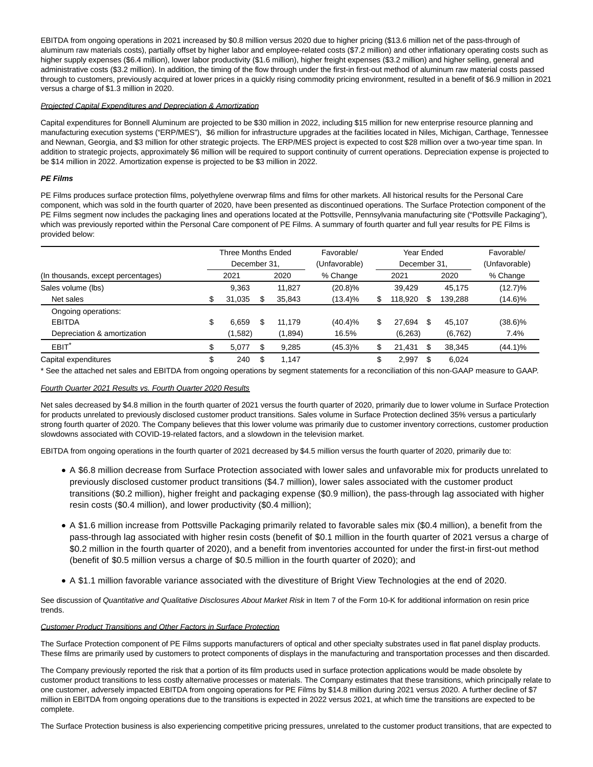EBITDA from ongoing operations in 2021 increased by $0.8 million versus 2020 due to higher pricing ($13.6 million net of the pass-through of aluminum raw materials costs), partially offset by higher labor and employee-related costs ($7.2 million) and other inflationary operating costs such as higher supply expenses ($6.4 million), lower labor productivity ($1.6 million), higher freight expenses ($3.2 million) and higher selling, general and administrative costs ($3.2 million). In addition, the timing of the flow through under the first-in first-out method of aluminum raw material costs passed through to customers, previously acquired at lower prices in a quickly rising commodity pricing environment, resulted in a benefit of $6.9 million in 2021 versus a charge of $1.3 million in 2020.

*Projected Capital Expenditures and Depreciation & Amortization*

Capital expenditures for Bonnell Aluminum are projected to be $30 million in 2022, including $15 million for new enterprise resource planning and manufacturing execution systems ("ERP/MES"), $6 million for infrastructure upgrades at the facilities located in Niles, Michigan, Carthage, Tennessee and Newnan, Georgia, and $3 million for other strategic projects. The ERP/MES project is expected to cost $28 million over a two-year time span. In addition to strategic projects, approximately $6 million will be required to support continuity of current operations. Depreciation expense is projected to be $14 million in 2022. Amortization expense is projected to be $3 million in 2022.

**PE Films**

PE Films produces surface protection films, polyethylene overwrap films and films for other markets. All historical results for the Personal Care component, which was sold in the fourth quarter of 2020, have been presented as discontinued operations. The Surface Protection component of the PE Films segment now includes the packaging lines and operations located at the Pottsville, Pennsylvania manufacturing site ("Pottsville Packaging"), which was previously reported within the Personal Care component of PE Films. A summary of fourth quarter and full year results for PE Films is provided below:

| (In thousands, except percentages) | Three Months Ended December 31, 2021 | Three Months Ended December 31, 2020 | Favorable/ (Unfavorable) % Change | Year Ended December 31, 2021 | Year Ended December 31, 2020 | Favorable/ (Unfavorable) % Change |
|---|---|---|---|---|---|---|
| Sales volume (lbs) | 9,363 | 11,827 | (20.8)% | 39,429 | 45,175 | (12.7)% |
| Net sales | $ 31,035 | $ 35,843 | (13.4)% | $ 118,920 | $ 139,288 | (14.6)% |
| Ongoing operations: | | | | | | |
| EBITDA | $ 6,659 | $ 11,179 | (40.4)% | $ 27,694 | $ 45,107 | (38.6)% |
| Depreciation & amortization | (1,582) | (1,894) | 16.5% | (6,263) | (6,762) | 7.4% |
| EBIT* | $ 5,077 | $ 9,285 | (45.3)% | $ 21,431 | $ 38,345 | (44.1)% |
| Capital expenditures | $ 240 | $ 1,147 | | $ 2,997 | $ 6,024 | |

\* See the attached net sales and EBITDA from ongoing operations by segment statements for a reconciliation of this non-GAAP measure to GAAP.

*Fourth Quarter 2021 Results vs. Fourth Quarter 2020 Results*

Net sales decreased by $4.8 million in the fourth quarter of 2021 versus the fourth quarter of 2020, primarily due to lower volume in Surface Protection for products unrelated to previously disclosed customer product transitions. Sales volume in Surface Protection declined 35% versus a particularly strong fourth quarter of 2020. The Company believes that this lower volume was primarily due to customer inventory corrections, customer production slowdowns associated with COVID-19-related factors, and a slowdown in the television market.

EBITDA from ongoing operations in the fourth quarter of 2021 decreased by $4.5 million versus the fourth quarter of 2020, primarily due to:

- A $6.8 million decrease from Surface Protection associated with lower sales and unfavorable mix for products unrelated to previously disclosed customer product transitions ($4.7 million), lower sales associated with the customer product transitions ($0.2 million), higher freight and packaging expense ($0.9 million), the pass-through lag associated with higher resin costs ($0.4 million), and lower productivity ($0.4 million);
- A $1.6 million increase from Pottsville Packaging primarily related to favorable sales mix ($0.4 million), a benefit from the pass-through lag associated with higher resin costs (benefit of $0.1 million in the fourth quarter of 2021 versus a charge of $0.2 million in the fourth quarter of 2020), and a benefit from inventories accounted for under the first-in first-out method (benefit of $0.5 million versus a charge of $0.5 million in the fourth quarter of 2020); and
- A $1.1 million favorable variance associated with the divestiture of Bright View Technologies at the end of 2020.

See discussion of *Quantitative and Qualitative Disclosures About Market Risk* in Item 7 of the Form 10-K for additional information on resin price trends.

*Customer Product Transitions and Other Factors in Surface Protection*

The Surface Protection component of PE Films supports manufacturers of optical and other specialty substrates used in flat panel display products. These films are primarily used by customers to protect components of displays in the manufacturing and transportation processes and then discarded.

The Company previously reported the risk that a portion of its film products used in surface protection applications would be made obsolete by customer product transitions to less costly alternative processes or materials. The Company estimates that these transitions, which principally relate to one customer, adversely impacted EBITDA from ongoing operations for PE Films by $14.8 million during 2021 versus 2020. A further decline of $7 million in EBITDA from ongoing operations due to the transitions is expected in 2022 versus 2021, at which time the transitions are expected to be complete.

The Surface Protection business is also experiencing competitive pricing pressures, unrelated to the customer product transitions, that are expected to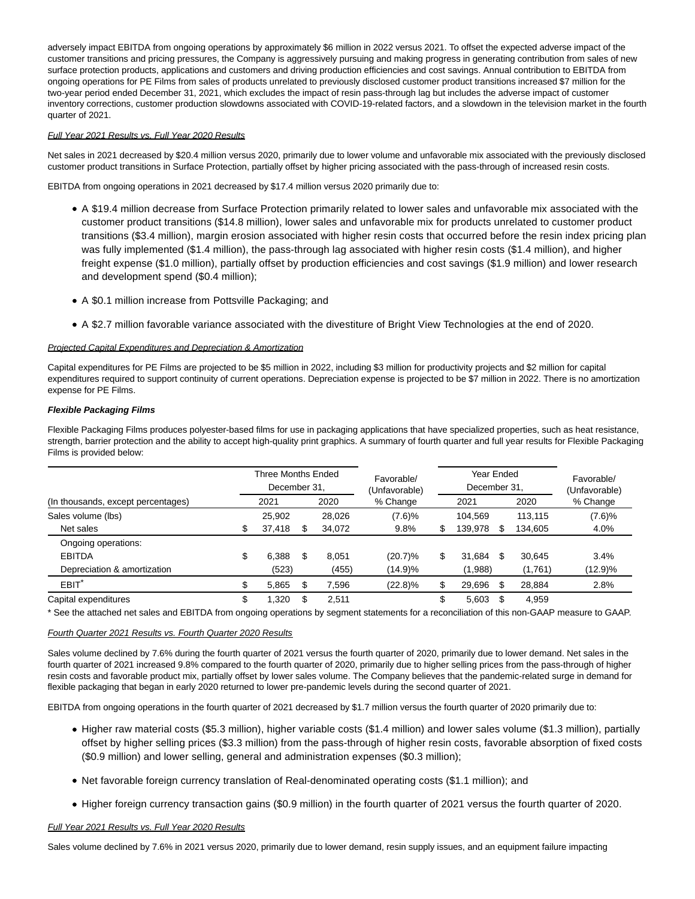adversely impact EBITDA from ongoing operations by approximately $6 million in 2022 versus 2021. To offset the expected adverse impact of the customer transitions and pricing pressures, the Company is aggressively pursuing and making progress in generating contribution from sales of new surface protection products, applications and customers and driving production efficiencies and cost savings. Annual contribution to EBITDA from ongoing operations for PE Films from sales of products unrelated to previously disclosed customer product transitions increased $7 million for the two-year period ended December 31, 2021, which excludes the impact of resin pass-through lag but includes the adverse impact of customer inventory corrections, customer production slowdowns associated with COVID-19-related factors, and a slowdown in the television market in the fourth quarter of 2021.

Full Year 2021 Results vs. Full Year 2020 Results

Net sales in 2021 decreased by $20.4 million versus 2020, primarily due to lower volume and unfavorable mix associated with the previously disclosed customer product transitions in Surface Protection, partially offset by higher pricing associated with the pass-through of increased resin costs.

EBITDA from ongoing operations in 2021 decreased by $17.4 million versus 2020 primarily due to:

- A $19.4 million decrease from Surface Protection primarily related to lower sales and unfavorable mix associated with the customer product transitions ($14.8 million), lower sales and unfavorable mix for products unrelated to customer product transitions ($3.4 million), margin erosion associated with higher resin costs that occurred before the resin index pricing plan was fully implemented ($1.4 million), the pass-through lag associated with higher resin costs ($1.4 million), and higher freight expense ($1.0 million), partially offset by production efficiencies and cost savings ($1.9 million) and lower research and development spend ($0.4 million);
- A $0.1 million increase from Pottsville Packaging; and
- A $2.7 million favorable variance associated with the divestiture of Bright View Technologies at the end of 2020.

Projected Capital Expenditures and Depreciation & Amortization

Capital expenditures for PE Films are projected to be $5 million in 2022, including $3 million for productivity projects and $2 million for capital expenditures required to support continuity of current operations. Depreciation expense is projected to be $7 million in 2022. There is no amortization expense for PE Films.

**Flexible Packaging Films**

Flexible Packaging Films produces polyester-based films for use in packaging applications that have specialized properties, such as heat resistance, strength, barrier protection and the ability to accept high-quality print graphics. A summary of fourth quarter and full year results for Flexible Packaging Films is provided below:

| (In thousands, except percentages) | Three Months Ended December 31, 2021 | Three Months Ended December 31, 2020 | Favorable/ (Unfavorable) % Change | Year Ended December 31, 2021 | Year Ended December 31, 2020 | Favorable/ (Unfavorable) % Change |
|---|---|---|---|---|---|---|
| Sales volume (lbs) | 25,902 | 28,026 | (7.6)% | 104,569 | 113,115 | (7.6)% |
| Net sales | $ 37,418 | $ 34,072 | 9.8% | $ 139,978 | $ 134,605 | 4.0% |
| Ongoing operations: | | | | | | |
| EBITDA | $ 6,388 | $ 8,051 | (20.7)% | $ 31,684 | $ 30,645 | 3.4% |
| Depreciation & amortization | (523) | (455) | (14.9)% | (1,988) | (1,761) | (12.9)% |
| EBIT* | $ 5,865 | $ 7,596 | (22.8)% | $ 29,696 | $ 28,884 | 2.8% |
| Capital expenditures | $ 1,320 | $ 2,511 | | $ 5,603 | $ 4,959 | |

* See the attached net sales and EBITDA from ongoing operations by segment statements for a reconciliation of this non-GAAP measure to GAAP.

Fourth Quarter 2021 Results vs. Fourth Quarter 2020 Results

Sales volume declined by 7.6% during the fourth quarter of 2021 versus the fourth quarter of 2020, primarily due to lower demand. Net sales in the fourth quarter of 2021 increased 9.8% compared to the fourth quarter of 2020, primarily due to higher selling prices from the pass-through of higher resin costs and favorable product mix, partially offset by lower sales volume. The Company believes that the pandemic-related surge in demand for flexible packaging that began in early 2020 returned to lower pre-pandemic levels during the second quarter of 2021.

EBITDA from ongoing operations in the fourth quarter of 2021 decreased by $1.7 million versus the fourth quarter of 2020 primarily due to:

- Higher raw material costs ($5.3 million), higher variable costs ($1.4 million) and lower sales volume ($1.3 million), partially offset by higher selling prices ($3.3 million) from the pass-through of higher resin costs, favorable absorption of fixed costs ($0.9 million) and lower selling, general and administration expenses ($0.3 million);
- Net favorable foreign currency translation of Real-denominated operating costs ($1.1 million); and
- Higher foreign currency transaction gains ($0.9 million) in the fourth quarter of 2021 versus the fourth quarter of 2020.

Full Year 2021 Results vs. Full Year 2020 Results

Sales volume declined by 7.6% in 2021 versus 2020, primarily due to lower demand, resin supply issues, and an equipment failure impacting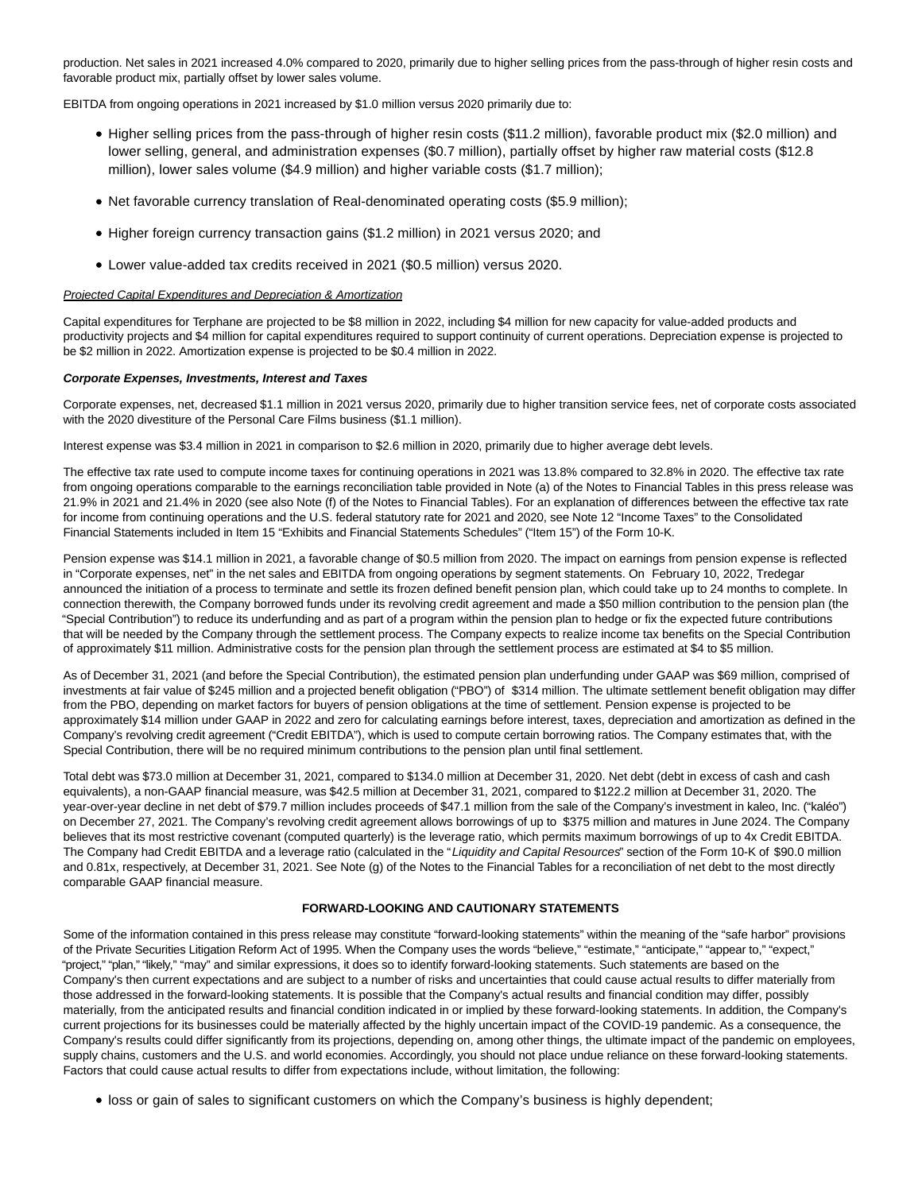production. Net sales in 2021 increased 4.0% compared to 2020, primarily due to higher selling prices from the pass-through of higher resin costs and favorable product mix, partially offset by lower sales volume.

EBITDA from ongoing operations in 2021 increased by $1.0 million versus 2020 primarily due to:

- Higher selling prices from the pass-through of higher resin costs ($11.2 million), favorable product mix ($2.0 million) and lower selling, general, and administration expenses ($0.7 million), partially offset by higher raw material costs ($12.8 million), lower sales volume ($4.9 million) and higher variable costs ($1.7 million);
- Net favorable currency translation of Real-denominated operating costs ($5.9 million);
- Higher foreign currency transaction gains ($1.2 million) in 2021 versus 2020; and
- Lower value-added tax credits received in 2021 ($0.5 million) versus 2020.

*Projected Capital Expenditures and Depreciation & Amortization*

Capital expenditures for Terphane are projected to be $8 million in 2022, including $4 million for new capacity for value-added products and productivity projects and $4 million for capital expenditures required to support continuity of current operations. Depreciation expense is projected to be $2 million in 2022. Amortization expense is projected to be $0.4 million in 2022.

***Corporate Expenses, Investments, Interest and Taxes***

Corporate expenses, net, decreased $1.1 million in 2021 versus 2020, primarily due to higher transition service fees, net of corporate costs associated with the 2020 divestiture of the Personal Care Films business ($1.1 million).

Interest expense was $3.4 million in 2021 in comparison to $2.6 million in 2020, primarily due to higher average debt levels.

The effective tax rate used to compute income taxes for continuing operations in 2021 was 13.8% compared to 32.8% in 2020. The effective tax rate from ongoing operations comparable to the earnings reconciliation table provided in Note (a) of the Notes to Financial Tables in this press release was 21.9% in 2021 and 21.4% in 2020 (see also Note (f) of the Notes to Financial Tables). For an explanation of differences between the effective tax rate for income from continuing operations and the U.S. federal statutory rate for 2021 and 2020, see Note 12 "Income Taxes" to the Consolidated Financial Statements included in Item 15 "Exhibits and Financial Statements Schedules" ("Item 15") of the Form 10-K.

Pension expense was $14.1 million in 2021, a favorable change of $0.5 million from 2020. The impact on earnings from pension expense is reflected in "Corporate expenses, net" in the net sales and EBITDA from ongoing operations by segment statements. On February 10, 2022, Tredegar announced the initiation of a process to terminate and settle its frozen defined benefit pension plan, which could take up to 24 months to complete. In connection therewith, the Company borrowed funds under its revolving credit agreement and made a $50 million contribution to the pension plan (the "Special Contribution") to reduce its underfunding and as part of a program within the pension plan to hedge or fix the expected future contributions that will be needed by the Company through the settlement process. The Company expects to realize income tax benefits on the Special Contribution of approximately $11 million. Administrative costs for the pension plan through the settlement process are estimated at $4 to $5 million.

As of December 31, 2021 (and before the Special Contribution), the estimated pension plan underfunding under GAAP was $69 million, comprised of investments at fair value of $245 million and a projected benefit obligation ("PBO") of $314 million. The ultimate settlement benefit obligation may differ from the PBO, depending on market factors for buyers of pension obligations at the time of settlement. Pension expense is projected to be approximately $14 million under GAAP in 2022 and zero for calculating earnings before interest, taxes, depreciation and amortization as defined in the Company's revolving credit agreement ("Credit EBITDA"), which is used to compute certain borrowing ratios. The Company estimates that, with the Special Contribution, there will be no required minimum contributions to the pension plan until final settlement.

Total debt was $73.0 million at December 31, 2021, compared to $134.0 million at December 31, 2020. Net debt (debt in excess of cash and cash equivalents), a non-GAAP financial measure, was $42.5 million at December 31, 2021, compared to $122.2 million at December 31, 2020. The year-over-year decline in net debt of $79.7 million includes proceeds of $47.1 million from the sale of the Company's investment in kaleo, Inc. ("kaléo") on December 27, 2021. The Company's revolving credit agreement allows borrowings of up to $375 million and matures in June 2024. The Company believes that its most restrictive covenant (computed quarterly) is the leverage ratio, which permits maximum borrowings of up to 4x Credit EBITDA. The Company had Credit EBITDA and a leverage ratio (calculated in the "*Liquidity and Capital Resources*" section of the Form 10-K of $90.0 million and 0.81x, respectively, at December 31, 2021. See Note (g) of the Notes to the Financial Tables for a reconciliation of net debt to the most directly comparable GAAP financial measure.

**FORWARD-LOOKING AND CAUTIONARY STATEMENTS**

Some of the information contained in this press release may constitute "forward-looking statements" within the meaning of the "safe harbor" provisions of the Private Securities Litigation Reform Act of 1995. When the Company uses the words "believe," "estimate," "anticipate," "appear to," "expect," "project," "plan," "likely," "may" and similar expressions, it does so to identify forward-looking statements. Such statements are based on the Company's then current expectations and are subject to a number of risks and uncertainties that could cause actual results to differ materially from those addressed in the forward-looking statements. It is possible that the Company's actual results and financial condition may differ, possibly materially, from the anticipated results and financial condition indicated in or implied by these forward-looking statements. In addition, the Company's current projections for its businesses could be materially affected by the highly uncertain impact of the COVID-19 pandemic. As a consequence, the Company's results could differ significantly from its projections, depending on, among other things, the ultimate impact of the pandemic on employees, supply chains, customers and the U.S. and world economies. Accordingly, you should not place undue reliance on these forward-looking statements. Factors that could cause actual results to differ from expectations include, without limitation, the following:

- loss or gain of sales to significant customers on which the Company's business is highly dependent;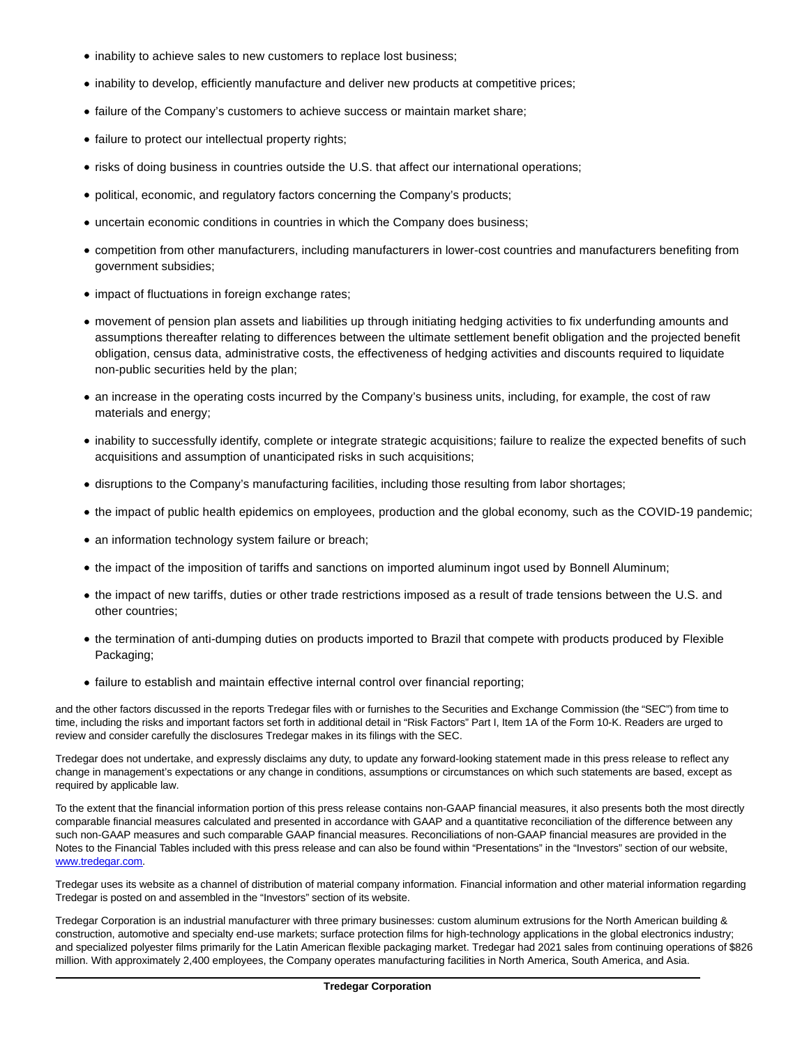- inability to achieve sales to new customers to replace lost business;
- inability to develop, efficiently manufacture and deliver new products at competitive prices;
- failure of the Company's customers to achieve success or maintain market share;
- failure to protect our intellectual property rights;
- risks of doing business in countries outside the U.S. that affect our international operations;
- political, economic, and regulatory factors concerning the Company's products;
- uncertain economic conditions in countries in which the Company does business;
- competition from other manufacturers, including manufacturers in lower-cost countries and manufacturers benefiting from government subsidies;
- impact of fluctuations in foreign exchange rates;
- movement of pension plan assets and liabilities up through initiating hedging activities to fix underfunding amounts and assumptions thereafter relating to differences between the ultimate settlement benefit obligation and the projected benefit obligation, census data, administrative costs, the effectiveness of hedging activities and discounts required to liquidate non-public securities held by the plan;
- an increase in the operating costs incurred by the Company's business units, including, for example, the cost of raw materials and energy;
- inability to successfully identify, complete or integrate strategic acquisitions; failure to realize the expected benefits of such acquisitions and assumption of unanticipated risks in such acquisitions;
- disruptions to the Company's manufacturing facilities, including those resulting from labor shortages;
- the impact of public health epidemics on employees, production and the global economy, such as the COVID-19 pandemic;
- an information technology system failure or breach;
- the impact of the imposition of tariffs and sanctions on imported aluminum ingot used by Bonnell Aluminum;
- the impact of new tariffs, duties or other trade restrictions imposed as a result of trade tensions between the U.S. and other countries;
- the termination of anti-dumping duties on products imported to Brazil that compete with products produced by Flexible Packaging;
- failure to establish and maintain effective internal control over financial reporting;

and the other factors discussed in the reports Tredegar files with or furnishes to the Securities and Exchange Commission (the "SEC") from time to time, including the risks and important factors set forth in additional detail in "Risk Factors" Part I, Item 1A of the Form 10-K. Readers are urged to review and consider carefully the disclosures Tredegar makes in its filings with the SEC.

Tredegar does not undertake, and expressly disclaims any duty, to update any forward-looking statement made in this press release to reflect any change in management's expectations or any change in conditions, assumptions or circumstances on which such statements are based, except as required by applicable law.

To the extent that the financial information portion of this press release contains non-GAAP financial measures, it also presents both the most directly comparable financial measures calculated and presented in accordance with GAAP and a quantitative reconciliation of the difference between any such non-GAAP measures and such comparable GAAP financial measures. Reconciliations of non-GAAP financial measures are provided in the Notes to the Financial Tables included with this press release and can also be found within "Presentations" in the "Investors" section of our website, www.tredegar.com.

Tredegar uses its website as a channel of distribution of material company information. Financial information and other material information regarding Tredegar is posted on and assembled in the "Investors" section of its website.

Tredegar Corporation is an industrial manufacturer with three primary businesses: custom aluminum extrusions for the North American building & construction, automotive and specialty end-use markets; surface protection films for high-technology applications in the global electronics industry; and specialized polyester films primarily for the Latin American flexible packaging market. Tredegar had 2021 sales from continuing operations of $826 million. With approximately 2,400 employees, the Company operates manufacturing facilities in North America, South America, and Asia.

**Tredegar Corporation**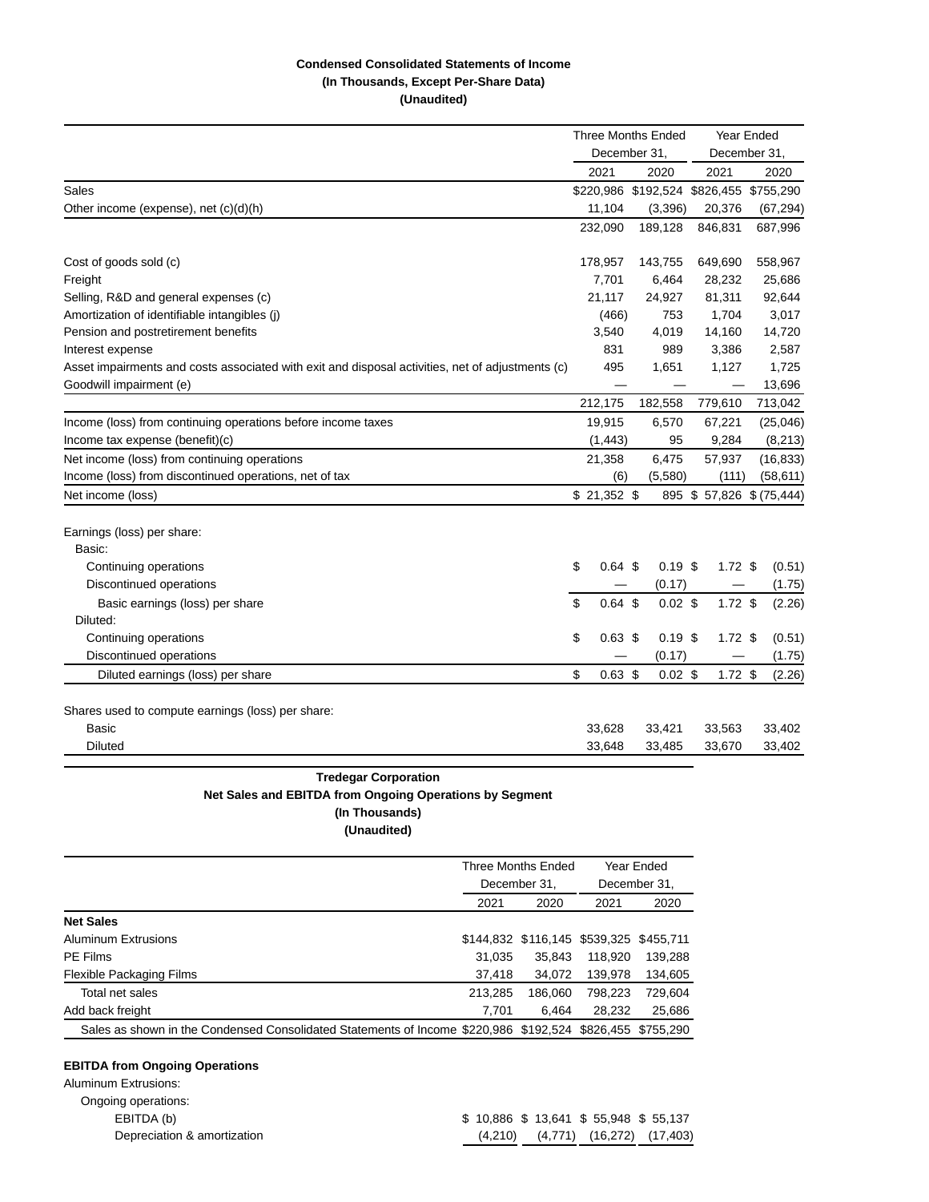**Condensed Consolidated Statements of Income**
**(In Thousands, Except Per-Share Data)**
**(Unaudited)**

| | Three Months Ended December 31, | | Year Ended December 31, | |
|---|---|---|---|---|
| | 2021 | 2020 | 2021 | 2020 |
| Sales | $220,986 | $192,524 | $826,455 | $755,290 |
| Other income (expense), net (c)(d)(h) | 11,104 | (3,396) | 20,376 | (67,294) |
| | 232,090 | 189,128 | 846,831 | 687,996 |
| Cost of goods sold (c) | 178,957 | 143,755 | 649,690 | 558,967 |
| Freight | 7,701 | 6,464 | 28,232 | 25,686 |
| Selling, R&D and general expenses (c) | 21,117 | 24,927 | 81,311 | 92,644 |
| Amortization of identifiable intangibles (j) | (466) | 753 | 1,704 | 3,017 |
| Pension and postretirement benefits | 3,540 | 4,019 | 14,160 | 14,720 |
| Interest expense | 831 | 989 | 3,386 | 2,587 |
| Asset impairments and costs associated with exit and disposal activities, net of adjustments (c) | 495 | 1,651 | 1,127 | 1,725 |
| Goodwill impairment (e) | — | — | — | 13,696 |
| | 212,175 | 182,558 | 779,610 | 713,042 |
| Income (loss) from continuing operations before income taxes | 19,915 | 6,570 | 67,221 | (25,046) |
| Income tax expense (benefit)(c) | (1,443) | 95 | 9,284 | (8,213) |
| Net income (loss) from continuing operations | 21,358 | 6,475 | 57,937 | (16,833) |
| Income (loss) from discontinued operations, net of tax | (6) | (5,580) | (111) | (58,611) |
| Net income (loss) | $ 21,352 | $ 895 | $ 57,826 | $ (75,444) |
| Earnings (loss) per share: | | | | |
| Basic: | | | | |
| Continuing operations | $ 0.64 | $ 0.19 | $ 1.72 | $ (0.51) |
| Discontinued operations | — | (0.17) | — | (1.75) |
| Basic earnings (loss) per share | $ 0.64 | $ 0.02 | $ 1.72 | $ (2.26) |
| Diluted: | | | | |
| Continuing operations | $ 0.63 | $ 0.19 | $ 1.72 | $ (0.51) |
| Discontinued operations | — | (0.17) | — | (1.75) |
| Diluted earnings (loss) per share | $ 0.63 | $ 0.02 | $ 1.72 | $ (2.26) |
| Shares used to compute earnings (loss) per share: | | | | |
| Basic | 33,628 | 33,421 | 33,563 | 33,402 |
| Diluted | 33,648 | 33,485 | 33,670 | 33,402 |

**Tredegar Corporation**
**Net Sales and EBITDA from Ongoing Operations by Segment**
**(In Thousands)**
**(Unaudited)**

| | Three Months Ended December 31, | | Year Ended December 31, | |
|---|---|---|---|---|
| | 2021 | 2020 | 2021 | 2020 |
| **Net Sales** | | | | |
| Aluminum Extrusions | $144,832 | $116,145 | $539,325 | $455,711 |
| PE Films | 31,035 | 35,843 | 118,920 | 139,288 |
| Flexible Packaging Films | 37,418 | 34,072 | 139,978 | 134,605 |
| Total net sales | 213,285 | 186,060 | 798,223 | 729,604 |
| Add back freight | 7,701 | 6,464 | 28,232 | 25,686 |
| Sales as shown in the Condensed Consolidated Statements of Income | $220,986 | $192,524 | $826,455 | $755,290 |
| **EBITDA from Ongoing Operations** | | | | |
| Aluminum Extrusions: | | | | |
| Ongoing operations: | | | | |
| EBITDA (b) | $ 10,886 | $ 13,641 | $ 55,948 | $ 55,137 |
| Depreciation & amortization | (4,210) | (4,771) | (16,272) | (17,403) |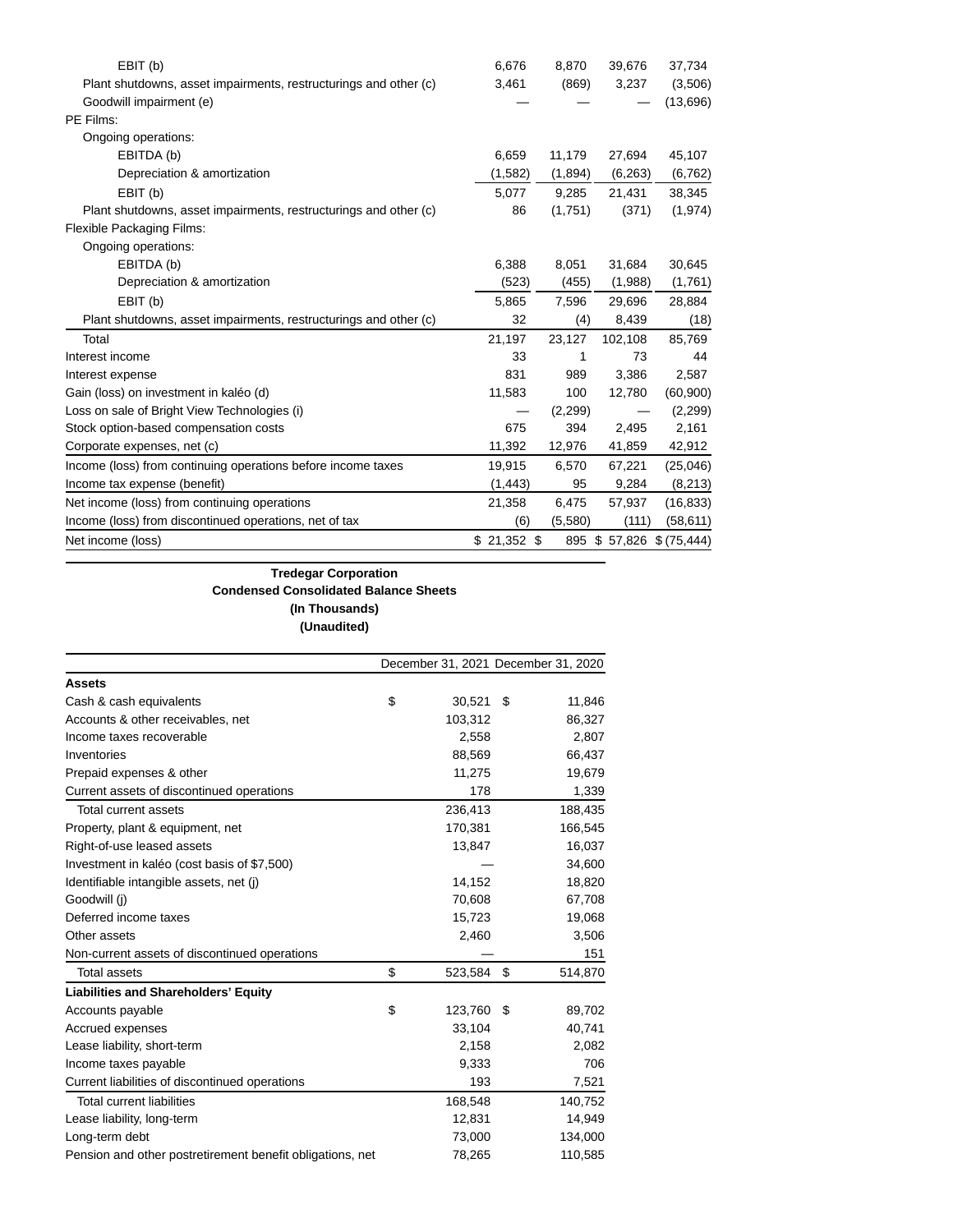| | | | | |
|---|---|---|---|---|
| EBIT (b) | 6,676 | 8,870 | 39,676 | 37,734 |
| Plant shutdowns, asset impairments, restructurings and other (c) | 3,461 | (869) | 3,237 | (3,506) |
| Goodwill impairment (e) | — | — | — | (13,696) |
| PE Films: | | | | |
| Ongoing operations: | | | | |
| EBITDA (b) | 6,659 | 11,179 | 27,694 | 45,107 |
| Depreciation & amortization | (1,582) | (1,894) | (6,263) | (6,762) |
| EBIT (b) | 5,077 | 9,285 | 21,431 | 38,345 |
| Plant shutdowns, asset impairments, restructurings and other (c) | 86 | (1,751) | (371) | (1,974) |
| Flexible Packaging Films: | | | | |
| Ongoing operations: | | | | |
| EBITDA (b) | 6,388 | 8,051 | 31,684 | 30,645 |
| Depreciation & amortization | (523) | (455) | (1,988) | (1,761) |
| EBIT (b) | 5,865 | 7,596 | 29,696 | 28,884 |
| Plant shutdowns, asset impairments, restructurings and other (c) | 32 | (4) | 8,439 | (18) |
| Total | 21,197 | 23,127 | 102,108 | 85,769 |
| Interest income | 33 | 1 | 73 | 44 |
| Interest expense | 831 | 989 | 3,386 | 2,587 |
| Gain (loss) on investment in kaléo (d) | 11,583 | 100 | 12,780 | (60,900) |
| Loss on sale of Bright View Technologies (i) | — | (2,299) | — | (2,299) |
| Stock option-based compensation costs | 675 | 394 | 2,495 | 2,161 |
| Corporate expenses, net (c) | 11,392 | 12,976 | 41,859 | 42,912 |
| Income (loss) from continuing operations before income taxes | 19,915 | 6,570 | 67,221 | (25,046) |
| Income tax expense (benefit) | (1,443) | 95 | 9,284 | (8,213) |
| Net income (loss) from continuing operations | 21,358 | 6,475 | 57,937 | (16,833) |
| Income (loss) from discontinued operations, net of tax | (6) | (5,580) | (111) | (58,611) |
| Net income (loss) | $ 21,352 | $ 895 | $ 57,826 | $ (75,444) |

**Tredegar Corporation**
**Condensed Consolidated Balance Sheets**
**(In Thousands)**
**(Unaudited)**

| | December 31, 2021 | December 31, 2020 |
|---|---|---|
| **Assets** | | |
| Cash & cash equivalents | $ 30,521 | $ 11,846 |
| Accounts & other receivables, net | 103,312 | 86,327 |
| Income taxes recoverable | 2,558 | 2,807 |
| Inventories | 88,569 | 66,437 |
| Prepaid expenses & other | 11,275 | 19,679 |
| Current assets of discontinued operations | 178 | 1,339 |
| Total current assets | 236,413 | 188,435 |
| Property, plant & equipment, net | 170,381 | 166,545 |
| Right-of-use leased assets | 13,847 | 16,037 |
| Investment in kaléo (cost basis of $7,500) | — | 34,600 |
| Identifiable intangible assets, net (j) | 14,152 | 18,820 |
| Goodwill (j) | 70,608 | 67,708 |
| Deferred income taxes | 15,723 | 19,068 |
| Other assets | 2,460 | 3,506 |
| Non-current assets of discontinued operations | — | 151 |
| Total assets | $ 523,584 | $ 514,870 |
| **Liabilities and Shareholders' Equity** | | |
| Accounts payable | $ 123,760 | $ 89,702 |
| Accrued expenses | 33,104 | 40,741 |
| Lease liability, short-term | 2,158 | 2,082 |
| Income taxes payable | 9,333 | 706 |
| Current liabilities of discontinued operations | 193 | 7,521 |
| Total current liabilities | 168,548 | 140,752 |
| Lease liability, long-term | 12,831 | 14,949 |
| Long-term debt | 73,000 | 134,000 |
| Pension and other postretirement benefit obligations, net | 78,265 | 110,585 |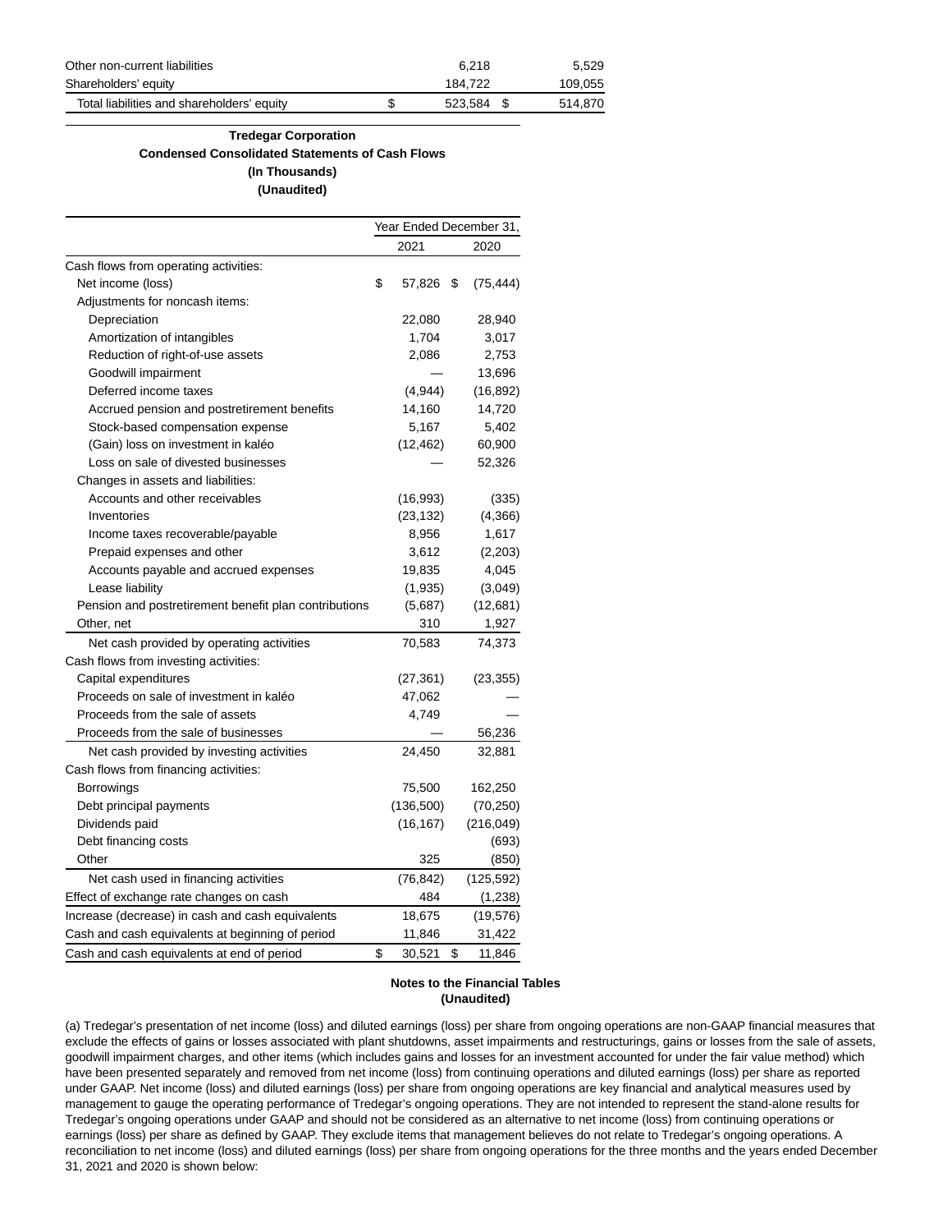| | | |
|---|---|---|
| Other non-current liabilities | 6,218 | 5,529 |
| Shareholders' equity | 184,722 | 109,055 |
| Total liabilities and shareholders' equity | $ 523,584 | $ 514,870 |

**Tredegar Corporation**
**Condensed Consolidated Statements of Cash Flows**
**(In Thousands)**
**(Unaudited)**

| | Year Ended December 31, | |
|---|---|---|
| | 2021 | 2020 |
| Cash flows from operating activities: | | |
| Net income (loss) | $ 57,826 | $ (75,444) |
| Adjustments for noncash items: | | |
| Depreciation | 22,080 | 28,940 |
| Amortization of intangibles | 1,704 | 3,017 |
| Reduction of right-of-use assets | 2,086 | 2,753 |
| Goodwill impairment | — | 13,696 |
| Deferred income taxes | (4,944) | (16,892) |
| Accrued pension and postretirement benefits | 14,160 | 14,720 |
| Stock-based compensation expense | 5,167 | 5,402 |
| (Gain) loss on investment in kaléo | (12,462) | 60,900 |
| Loss on sale of divested businesses | — | 52,326 |
| Changes in assets and liabilities: | | |
| Accounts and other receivables | (16,993) | (335) |
| Inventories | (23,132) | (4,366) |
| Income taxes recoverable/payable | 8,956 | 1,617 |
| Prepaid expenses and other | 3,612 | (2,203) |
| Accounts payable and accrued expenses | 19,835 | 4,045 |
| Lease liability | (1,935) | (3,049) |
| Pension and postretirement benefit plan contributions | (5,687) | (12,681) |
| Other, net | 310 | 1,927 |
| Net cash provided by operating activities | 70,583 | 74,373 |
| Cash flows from investing activities: | | |
| Capital expenditures | (27,361) | (23,355) |
| Proceeds on sale of investment in kaléo | 47,062 | — |
| Proceeds from the sale of assets | 4,749 | — |
| Proceeds from the sale of businesses | — | 56,236 |
| Net cash provided by investing activities | 24,450 | 32,881 |
| Cash flows from financing activities: | | |
| Borrowings | 75,500 | 162,250 |
| Debt principal payments | (136,500) | (70,250) |
| Dividends paid | (16,167) | (216,049) |
| Debt financing costs | | (693) |
| Other | 325 | (850) |
| Net cash used in financing activities | (76,842) | (125,592) |
| Effect of exchange rate changes on cash | 484 | (1,238) |
| Increase (decrease) in cash and cash equivalents | 18,675 | (19,576) |
| Cash and cash equivalents at beginning of period | 11,846 | 31,422 |
| Cash and cash equivalents at end of period | $ 30,521 | $ 11,846 |

**Notes to the Financial Tables**
**(Unaudited)**

(a) Tredegar's presentation of net income (loss) and diluted earnings (loss) per share from ongoing operations are non-GAAP financial measures that exclude the effects of gains or losses associated with plant shutdowns, asset impairments and restructurings, gains or losses from the sale of assets, goodwill impairment charges, and other items (which includes gains and losses for an investment accounted for under the fair value method) which have been presented separately and removed from net income (loss) from continuing operations and diluted earnings (loss) per share as reported under GAAP. Net income (loss) and diluted earnings (loss) per share from ongoing operations are key financial and analytical measures used by management to gauge the operating performance of Tredegar's ongoing operations. They are not intended to represent the stand-alone results for Tredegar's ongoing operations under GAAP and should not be considered as an alternative to net income (loss) from continuing operations or earnings (loss) per share as defined by GAAP. They exclude items that management believes do not relate to Tredegar's ongoing operations. A reconciliation to net income (loss) and diluted earnings (loss) per share from ongoing operations for the three months and the years ended December 31, 2021 and 2020 is shown below: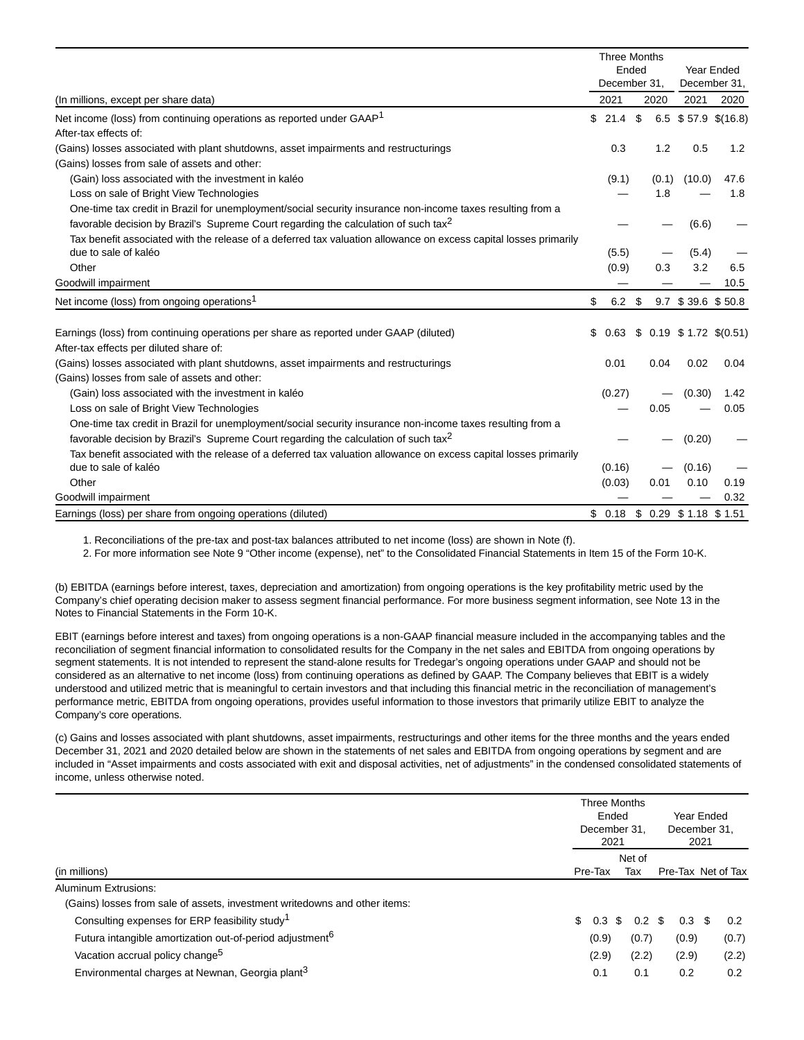| (In millions, except per share data) | Three Months Ended December 31, 2021 | Three Months Ended December 31, 2020 | Year Ended December 31, 2021 | Year Ended December 31, 2020 |
|---|---|---|---|---|
| Net income (loss) from continuing operations as reported under GAAP[1] | $ 21.4 | $ 6.5 | $ 57.9 | $ (16.8) |
| After-tax effects of: | | | | |
| (Gains) losses associated with plant shutdowns, asset impairments and restructurings | 0.3 | 1.2 | 0.5 | 1.2 |
| (Gains) losses from sale of assets and other: | | | | |
| (Gain) loss associated with the investment in kaléo | (9.1) | (0.1) | (10.0) | 47.6 |
| Loss on sale of Bright View Technologies | — | 1.8 | — | 1.8 |
| One-time tax credit in Brazil for unemployment/social security insurance non-income taxes resulting from a favorable decision by Brazil's Supreme Court regarding the calculation of such tax[2] | — | — | (6.6) | — |
| Tax benefit associated with the release of a deferred tax valuation allowance on excess capital losses primarily due to sale of kaléo | (5.5) | — | (5.4) | — |
| Other | (0.9) | 0.3 | 3.2 | 6.5 |
| Goodwill impairment | — | — | — | 10.5 |
| Net income (loss) from ongoing operations[1] | $ 6.2 | $ 9.7 | $ 39.6 | $ 50.8 |
| | | | | |
| Earnings (loss) from continuing operations per share as reported under GAAP (diluted) | $ 0.63 | $ 0.19 | $ 1.72 | $ (0.51) |
| After-tax effects per diluted share of: | | | | |
| (Gains) losses associated with plant shutdowns, asset impairments and restructurings | 0.01 | 0.04 | 0.02 | 0.04 |
| (Gains) losses from sale of assets and other: | | | | |
| (Gain) loss associated with the investment in kaléo | (0.27) | — | (0.30) | 1.42 |
| Loss on sale of Bright View Technologies | — | 0.05 | — | 0.05 |
| One-time tax credit in Brazil for unemployment/social security insurance non-income taxes resulting from a favorable decision by Brazil's Supreme Court regarding the calculation of such tax[2] | — | — | (0.20) | — |
| Tax benefit associated with the release of a deferred tax valuation allowance on excess capital losses primarily due to sale of kaléo | (0.16) | — | (0.16) | — |
| Other | (0.03) | 0.01 | 0.10 | 0.19 |
| Goodwill impairment | — | — | — | 0.32 |
| Earnings (loss) per share from ongoing operations (diluted) | $ 0.18 | $ 0.29 | $ 1.18 | $ 1.51 |

1. Reconciliations of the pre-tax and post-tax balances attributed to net income (loss) are shown in Note (f).
2. For more information see Note 9 "Other income (expense), net" to the Consolidated Financial Statements in Item 15 of the Form 10-K.

(b) EBITDA (earnings before interest, taxes, depreciation and amortization) from ongoing operations is the key profitability metric used by the Company's chief operating decision maker to assess segment financial performance. For more business segment information, see Note 13 in the Notes to Financial Statements in the Form 10-K.

EBIT (earnings before interest and taxes) from ongoing operations is a non-GAAP financial measure included in the accompanying tables and the reconciliation of segment financial information to consolidated results for the Company in the net sales and EBITDA from ongoing operations by segment statements. It is not intended to represent the stand-alone results for Tredegar's ongoing operations under GAAP and should not be considered as an alternative to net income (loss) from continuing operations as defined by GAAP. The Company believes that EBIT is a widely understood and utilized metric that is meaningful to certain investors and that including this financial metric in the reconciliation of management's performance metric, EBITDA from ongoing operations, provides useful information to those investors that primarily utilize EBIT to analyze the Company's core operations.

(c) Gains and losses associated with plant shutdowns, asset impairments, restructurings and other items for the three months and the years ended December 31, 2021 and 2020 detailed below are shown in the statements of net sales and EBITDA from ongoing operations by segment and are included in "Asset impairments and costs associated with exit and disposal activities, net of adjustments" in the condensed consolidated statements of income, unless otherwise noted.

| (in millions) | Three Months Ended December 31, 2021 | | Year Ended December 31, 2021 | |
|---|---|---|---|---|
| | Pre-Tax | Net of Tax | Pre-Tax | Net of Tax |
| Aluminum Extrusions: | | | | |
| (Gains) losses from sale of assets, investment writedowns and other items: | | | | |
| Consulting expenses for ERP feasibility study[1] | $ 0.3 | $ 0.2 | $ 0.3 | $ 0.2 |
| Futura intangible amortization out-of-period adjustment[6] | (0.9) | (0.7) | (0.9) | (0.7) |
| Vacation accrual policy change[5] | (2.9) | (2.2) | (2.9) | (2.2) |
| Environmental charges at Newnan, Georgia plant[3] | 0.1 | 0.1 | 0.2 | 0.2 |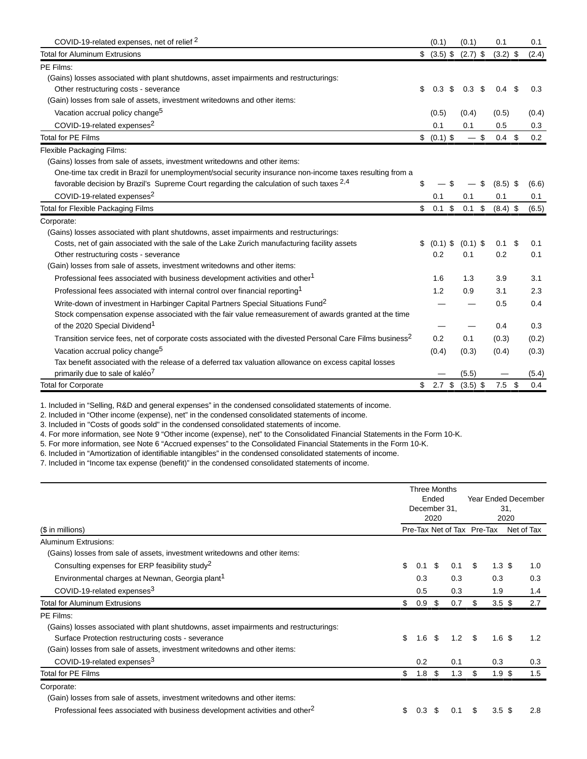| | | | | |
|---|---|---|---|---|
| COVID-19-related expenses, net of relief [2] | (0.1) | (0.1) | 0.1 | 0.1 |
| Total for Aluminum Extrusions | $ (3.5) | $ (2.7) | $ (3.2) | $ (2.4) |
| PE Films: | | | | |
| (Gains) losses associated with plant shutdowns, asset impairments and restructurings: | | | | |
| Other restructuring costs - severance | $ 0.3 | $ 0.3 | $ 0.4 | $ 0.3 |
| (Gain) losses from sale of assets, investment writedowns and other items: | | | | |
| Vacation accrual policy change[5] | (0.5) | (0.4) | (0.5) | (0.4) |
| COVID-19-related expenses[2] | 0.1 | 0.1 | 0.5 | 0.3 |
| Total for PE Films | $ (0.1) | $ — | $ 0.4 | $ 0.2 |
| Flexible Packaging Films: | | | | |
| (Gains) losses from sale of assets, investment writedowns and other items: | | | | |
| One-time tax credit in Brazil for unemployment/social security insurance non-income taxes resulting from a favorable decision by Brazil's Supreme Court regarding the calculation of such taxes [2,4] | $ — | $ — | $ (8.5) | $ (6.6) |
| COVID-19-related expenses[2] | 0.1 | 0.1 | 0.1 | 0.1 |
| Total for Flexible Packaging Films | $ 0.1 | $ 0.1 | $ (8.4) | $ (6.5) |
| Corporate: | | | | |
| (Gains) losses associated with plant shutdowns, asset impairments and restructurings: | | | | |
| Costs, net of gain associated with the sale of the Lake Zurich manufacturing facility assets | $ (0.1) | $ (0.1) | $ 0.1 | $ 0.1 |
| Other restructuring costs - severance | 0.2 | 0.1 | 0.2 | 0.1 |
| (Gain) losses from sale of assets, investment writedowns and other items: | | | | |
| Professional fees associated with business development activities and other[1] | 1.6 | 1.3 | 3.9 | 3.1 |
| Professional fees associated with internal control over financial reporting[1] | 1.2 | 0.9 | 3.1 | 2.3 |
| Write-down of investment in Harbinger Capital Partners Special Situations Fund[2] | — | — | 0.5 | 0.4 |
| Stock compensation expense associated with the fair value remeasurement of awards granted at the time of the 2020 Special Dividend[1] | — | — | 0.4 | 0.3 |
| Transition service fees, net of corporate costs associated with the divested Personal Care Films business[2] | 0.2 | 0.1 | (0.3) | (0.2) |
| Vacation accrual policy change[5] | (0.4) | (0.3) | (0.4) | (0.3) |
| Tax benefit associated with the release of a deferred tax valuation allowance on excess capital losses primarily due to sale of kaléo[7] | — | (5.5) | — | (5.4) |
| Total for Corporate | $ 2.7 | $ (3.5) | $ 7.5 | $ 0.4 |

1. Included in "Selling, R&D and general expenses" in the condensed consolidated statements of income.
2. Included in "Other income (expense), net" in the condensed consolidated statements of income.
3. Included in "Costs of goods sold" in the condensed consolidated statements of income.
4. For more information, see Note 9 "Other income (expense), net" to the Consolidated Financial Statements in the Form 10-K.
5. For more information, see Note 6 "Accrued expenses" to the Consolidated Financial Statements in the Form 10-K.
6. Included in "Amortization of identifiable intangibles" in the condensed consolidated statements of income.
7. Included in "Income tax expense (benefit)" in the condensed consolidated statements of income.

| | Three Months Ended December 31, 2020 | | Year Ended December 31, 2020 | |
|---|---|---|---|---|
| ($ in millions) | Pre-Tax | Net of Tax | Pre-Tax | Net of Tax |
| Aluminum Extrusions: | | | | |
| (Gains) losses from sale of assets, investment writedowns and other items: | | | | |
| Consulting expenses for ERP feasibility study[2] | $ 0.1 | $ 0.1 | $ 1.3 | $ 1.0 |
| Environmental charges at Newnan, Georgia plant[1] | 0.3 | 0.3 | 0.3 | 0.3 |
| COVID-19-related expenses[3] | 0.5 | 0.3 | 1.9 | 1.4 |
| Total for Aluminum Extrusions | $ 0.9 | $ 0.7 | $ 3.5 | $ 2.7 |
| PE Films: | | | | |
| (Gains) losses associated with plant shutdowns, asset impairments and restructurings: | | | | |
| Surface Protection restructuring costs - severance | $ 1.6 | $ 1.2 | $ 1.6 | $ 1.2 |
| (Gain) losses from sale of assets, investment writedowns and other items: | | | | |
| COVID-19-related expenses[3] | 0.2 | 0.1 | 0.3 | 0.3 |
| Total for PE Films | $ 1.8 | $ 1.3 | $ 1.9 | $ 1.5 |
| Corporate: | | | | |
| (Gain) losses from sale of assets, investment writedowns and other items: | | | | |
| Professional fees associated with business development activities and other[2] | $ 0.3 | $ 0.1 | $ 3.5 | $ 2.8 |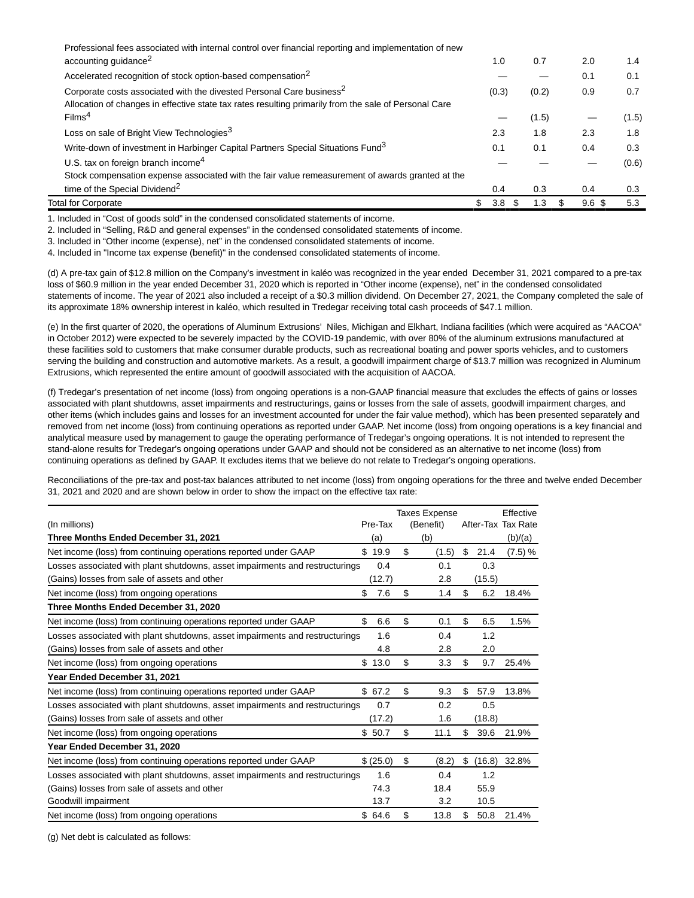| | | | | |
|---|---|---|---|---|
| Professional fees associated with internal control over financial reporting and implementation of new accounting guidance[2] | 1.0 | 0.7 | 2.0 | 1.4 |
| Accelerated recognition of stock option-based compensation[2] | — | — | 0.1 | 0.1 |
| Corporate costs associated with the divested Personal Care business[2] | (0.3) | (0.2) | 0.9 | 0.7 |
| Allocation of changes in effective state tax rates resulting primarily from the sale of Personal Care Films[4] | — | (1.5) | — | (1.5) |
| Loss on sale of Bright View Technologies[3] | 2.3 | 1.8 | 2.3 | 1.8 |
| Write-down of investment in Harbinger Capital Partners Special Situations Fund[3] | 0.1 | 0.1 | 0.4 | 0.3 |
| U.S. tax on foreign branch income[4] | — | — | — | (0.6) |
| Stock compensation expense associated with the fair value remeasurement of awards granted at the time of the Special Dividend[2] | 0.4 | 0.3 | 0.4 | 0.3 |
| Total for Corporate | $ 3.8 | $ 1.3 | $ 9.6 | $ 5.3 |

1. Included in "Cost of goods sold" in the condensed consolidated statements of income.

2. Included in "Selling, R&D and general expenses" in the condensed consolidated statements of income.

3. Included in "Other income (expense), net" in the condensed consolidated statements of income.

4. Included in "Income tax expense (benefit)" in the condensed consolidated statements of income.

(d) A pre-tax gain of $12.8 million on the Company's investment in kaléo was recognized in the year ended December 31, 2021 compared to a pre-tax loss of $60.9 million in the year ended December 31, 2020 which is reported in "Other income (expense), net" in the condensed consolidated statements of income. The year of 2021 also included a receipt of a $0.3 million dividend. On December 27, 2021, the Company completed the sale of its approximate 18% ownership interest in kaléo, which resulted in Tredegar receiving total cash proceeds of $47.1 million.

(e) In the first quarter of 2020, the operations of Aluminum Extrusions' Niles, Michigan and Elkhart, Indiana facilities (which were acquired as "AACOA" in October 2012) were expected to be severely impacted by the COVID-19 pandemic, with over 80% of the aluminum extrusions manufactured at these facilities sold to customers that make consumer durable products, such as recreational boating and power sports vehicles, and to customers serving the building and construction and automotive markets. As a result, a goodwill impairment charge of $13.7 million was recognized in Aluminum Extrusions, which represented the entire amount of goodwill associated with the acquisition of AACOA.

(f) Tredegar's presentation of net income (loss) from ongoing operations is a non-GAAP financial measure that excludes the effects of gains or losses associated with plant shutdowns, asset impairments and restructurings, gains or losses from the sale of assets, goodwill impairment charges, and other items (which includes gains and losses for an investment accounted for under the fair value method), which has been presented separately and removed from net income (loss) from continuing operations as reported under GAAP. Net income (loss) from ongoing operations is a key financial and analytical measure used by management to gauge the operating performance of Tredegar's ongoing operations. It is not intended to represent the stand-alone results for Tredegar's ongoing operations under GAAP and should not be considered as an alternative to net income (loss) from continuing operations as defined by GAAP. It excludes items that we believe do not relate to Tredegar's ongoing operations.

Reconciliations of the pre-tax and post-tax balances attributed to net income (loss) from ongoing operations for the three and twelve ended December 31, 2021 and 2020 and are shown below in order to show the impact on the effective tax rate:

| (In millions) | Pre-Tax | Taxes Expense (Benefit) | After-Tax | Effective Tax Rate |
|---|---|---|---|---|
| **Three Months Ended December 31, 2021** | (a) | (b) | | (b)/(a) |
| Net income (loss) from continuing operations reported under GAAP | $ 19.9 | $ (1.5) | $ 21.4 | (7.5) % |
| Losses associated with plant shutdowns, asset impairments and restructurings | 0.4 | 0.1 | 0.3 | |
| (Gains) losses from sale of assets and other | (12.7) | 2.8 | (15.5) | |
| Net income (loss) from ongoing operations | $ 7.6 | $ 1.4 | $ 6.2 | 18.4% |
| **Three Months Ended December 31, 2020** | | | | |
| Net income (loss) from continuing operations reported under GAAP | $ 6.6 | $ 0.1 | $ 6.5 | 1.5% |
| Losses associated with plant shutdowns, asset impairments and restructurings | 1.6 | 0.4 | 1.2 | |
| (Gains) losses from sale of assets and other | 4.8 | 2.8 | 2.0 | |
| Net income (loss) from ongoing operations | $ 13.0 | $ 3.3 | $ 9.7 | 25.4% |
| **Year Ended December 31, 2021** | | | | |
| Net income (loss) from continuing operations reported under GAAP | $ 67.2 | $ 9.3 | $ 57.9 | 13.8% |
| Losses associated with plant shutdowns, asset impairments and restructurings | 0.7 | 0.2 | 0.5 | |
| (Gains) losses from sale of assets and other | (17.2) | 1.6 | (18.8) | |
| Net income (loss) from ongoing operations | $ 50.7 | $ 11.1 | $ 39.6 | 21.9% |
| **Year Ended December 31, 2020** | | | | |
| Net income (loss) from continuing operations reported under GAAP | $ (25.0) | $ (8.2) | $ (16.8) | 32.8% |
| Losses associated with plant shutdowns, asset impairments and restructurings | 1.6 | 0.4 | 1.2 | |
| (Gains) losses from sale of assets and other | 74.3 | 18.4 | 55.9 | |
| Goodwill impairment | 13.7 | 3.2 | 10.5 | |
| Net income (loss) from ongoing operations | $ 64.6 | $ 13.8 | $ 50.8 | 21.4% |

(g) Net debt is calculated as follows: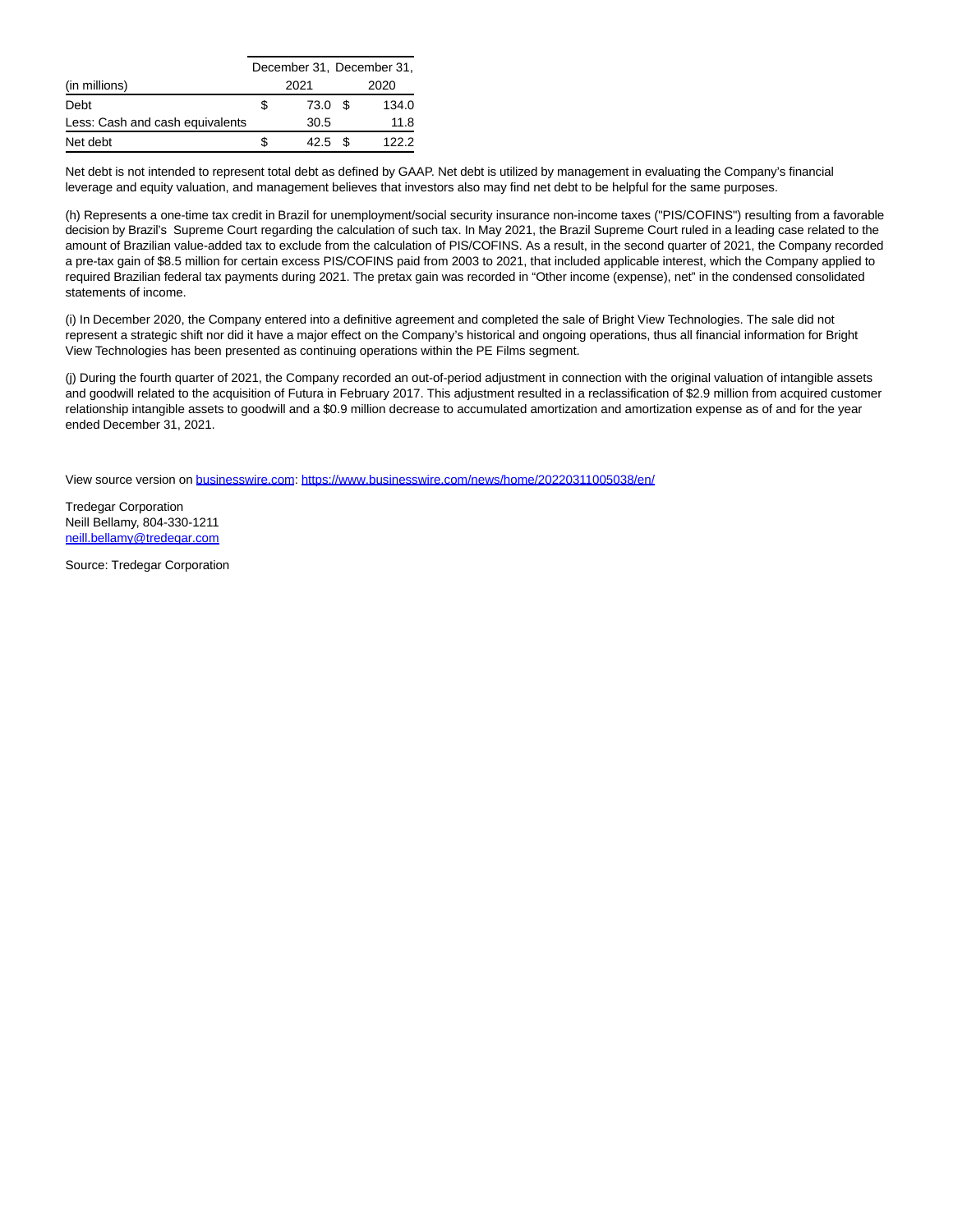| (in millions) | December 31, 2021 | December 31, 2020 |
| --- | --- | --- |
| Debt | $ 73.0 | $ 134.0 |
| Less: Cash and cash equivalents | 30.5 | 11.8 |
| Net debt | $ 42.5 | $ 122.2 |

Net debt is not intended to represent total debt as defined by GAAP. Net debt is utilized by management in evaluating the Company's financial leverage and equity valuation, and management believes that investors also may find net debt to be helpful for the same purposes.

(h) Represents a one-time tax credit in Brazil for unemployment/social security insurance non-income taxes ("PIS/COFINS") resulting from a favorable decision by Brazil's Supreme Court regarding the calculation of such tax. In May 2021, the Brazil Supreme Court ruled in a leading case related to the amount of Brazilian value-added tax to exclude from the calculation of PIS/COFINS. As a result, in the second quarter of 2021, the Company recorded a pre-tax gain of $8.5 million for certain excess PIS/COFINS paid from 2003 to 2021, that included applicable interest, which the Company applied to required Brazilian federal tax payments during 2021. The pretax gain was recorded in "Other income (expense), net" in the condensed consolidated statements of income.

(i) In December 2020, the Company entered into a definitive agreement and completed the sale of Bright View Technologies. The sale did not represent a strategic shift nor did it have a major effect on the Company's historical and ongoing operations, thus all financial information for Bright View Technologies has been presented as continuing operations within the PE Films segment.

(j) During the fourth quarter of 2021, the Company recorded an out-of-period adjustment in connection with the original valuation of intangible assets and goodwill related to the acquisition of Futura in February 2017. This adjustment resulted in a reclassification of $2.9 million from acquired customer relationship intangible assets to goodwill and a $0.9 million decrease to accumulated amortization and amortization expense as of and for the year ended December 31, 2021.

View source version on businesswire.com: https://www.businesswire.com/news/home/20220311005038/en/

Tredegar Corporation
Neill Bellamy, 804-330-1211
neill.bellamy@tredegar.com

Source: Tredegar Corporation